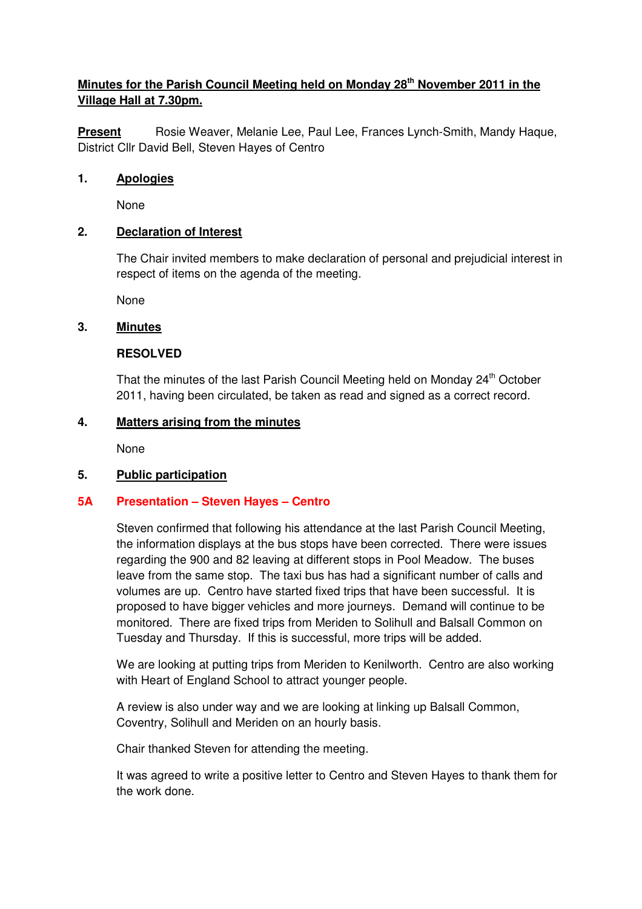# Minutes for the Parish Council Meeting held on Monday 28th November 2011 in the Village Hall at 7.30pm.

**Present** Rosie Weaver, Melanie Lee, Paul Lee, Frances Lynch-Smith, Mandy Haque, District Cllr David Bell, Steven Hayes of Centro

## 1. Apologies

None

## 2. Declaration of Interest

The Chair invited members to make declaration of personal and prejudicial interest in respect of items on the agenda of the meeting.

None

## 3. Minutes

**RESOLVED**

That the minutes of the last Parish Council Meeting held on Monday 24th October 2011, having been circulated, be taken as read and signed as a correct record.

## 4. Matters arising from the minutes

None

## 5. Public participation

### 5A Presentation – Steven Hayes – Centro

Steven confirmed that following his attendance at the last Parish Council Meeting, the information displays at the bus stops have been corrected. There were issues regarding the 900 and 82 leaving at different stops in Pool Meadow. The buses leave from the same stop. The taxi bus has had a significant number of calls and volumes are up. Centro have started fixed trips that have been successful. It is proposed to have bigger vehicles and more journeys. Demand will continue to be monitored. There are fixed trips from Meriden to Solihull and Balsall Common on Tuesday and Thursday. If this is successful, more trips will be added.

We are looking at putting trips from Meriden to Kenilworth. Centro are also working with Heart of England School to attract younger people.

A review is also under way and we are looking at linking up Balsall Common, Coventry, Solihull and Meriden on an hourly basis.

Chair thanked Steven for attending the meeting.

It was agreed to write a positive letter to Centro and Steven Hayes to thank them for the work done.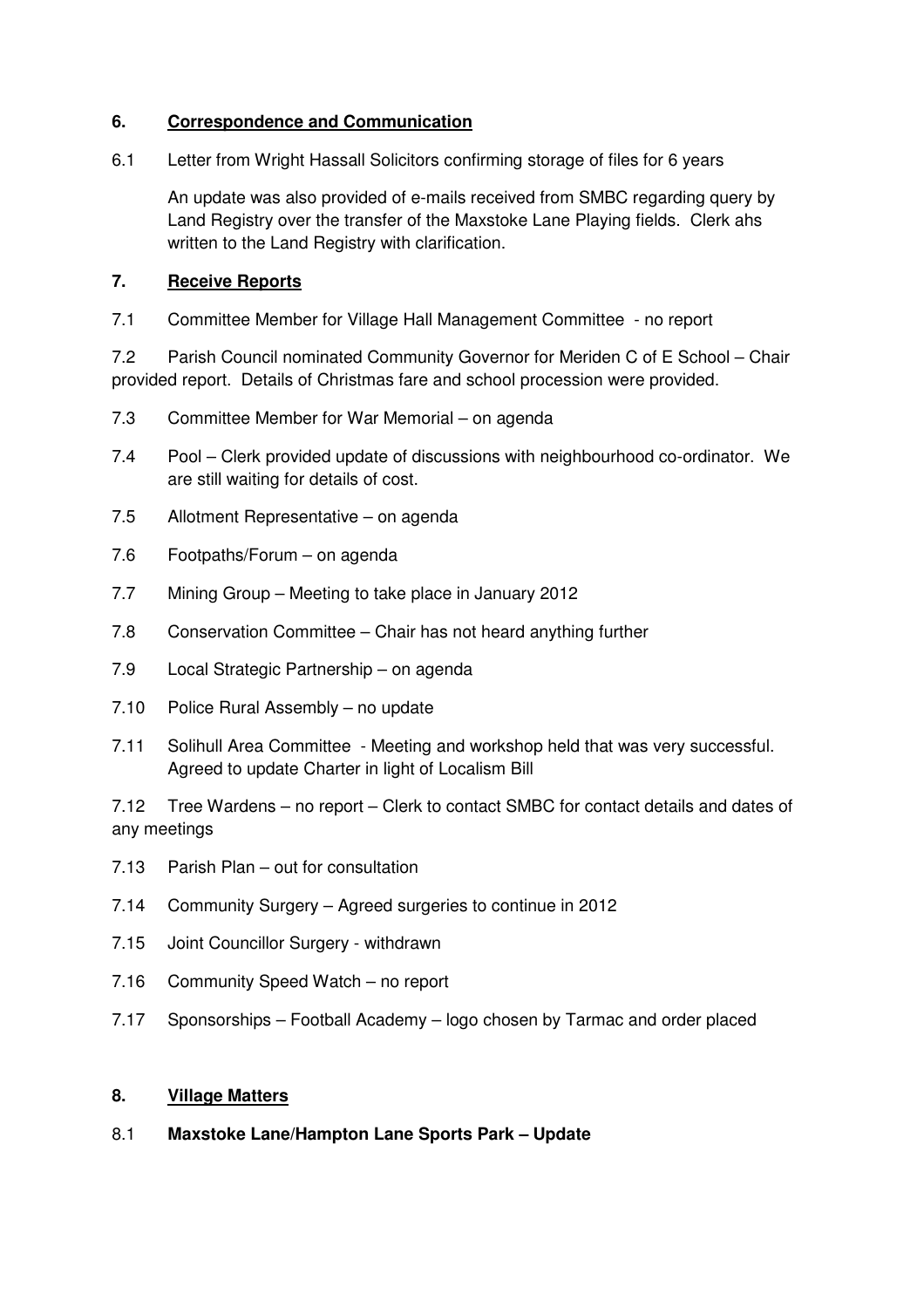## 6. <u>Correspondence and Communication</u>

6.1 Letter from Wright Hassall Solicitors confirming storage of files for 6 years

An update was also provided of e-mails received from SMBC regarding query by Land Registry over the transfer of the Maxstoke Lane Playing fields. Clerk ahs written to the Land Registry with clarification.

## 7. <u>Receive Reports</u>

7.1 Committee Member for Village Hall Management Committee - no report

7.2 Parish Council nominated Community Governor for Meriden C of E School – Chair provided report. Details of Christmas fare and school procession were provided.

7.3 Committee Member for War Memorial – on agenda

7.4 Pool – Clerk provided update of discussions with neighbourhood co-ordinator. We are still waiting for details of cost.

7.5 Allotment Representative – on agenda

7.6 Footpaths/Forum – on agenda

7.7 Mining Group – Meeting to take place in January 2012

7.8 Conservation Committee – Chair has not heard anything further

7.9 Local Strategic Partnership – on agenda

7.10 Police Rural Assembly – no update

7.11 Solihull Area Committee - Meeting and workshop held that was very successful. Agreed to update Charter in light of Localism Bill

7.12 Tree Wardens – no report – Clerk to contact SMBC for contact details and dates of any meetings

7.13 Parish Plan – out for consultation

7.14 Community Surgery – Agreed surgeries to continue in 2012

7.15 Joint Councillor Surgery - withdrawn

7.16 Community Speed Watch – no report

7.17 Sponsorships – Football Academy – logo chosen by Tarmac and order placed

## 8. <u>Village Matters</u>

8.1 **Maxstoke Lane/Hampton Lane Sports Park – Update**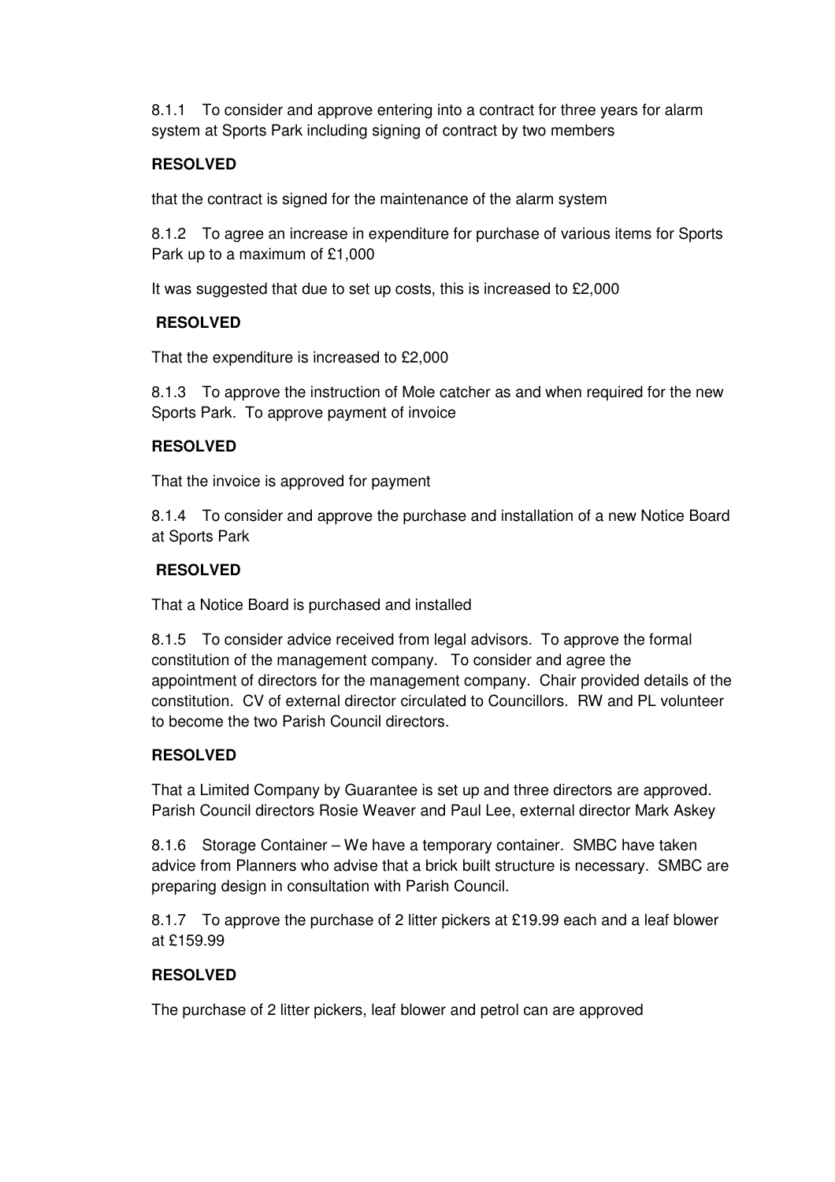8.1.1 To consider and approve entering into a contract for three years for alarm system at Sports Park including signing of contract by two members

**RESOLVED**

that the contract is signed for the maintenance of the alarm system

8.1.2 To agree an increase in expenditure for purchase of various items for Sports Park up to a maximum of £1,000

It was suggested that due to set up costs, this is increased to £2,000

**RESOLVED**

That the expenditure is increased to £2,000

8.1.3 To approve the instruction of Mole catcher as and when required for the new Sports Park. To approve payment of invoice

**RESOLVED**

That the invoice is approved for payment

8.1.4 To consider and approve the purchase and installation of a new Notice Board at Sports Park

**RESOLVED**

That a Notice Board is purchased and installed

8.1.5 To consider advice received from legal advisors. To approve the formal constitution of the management company. To consider and agree the appointment of directors for the management company. Chair provided details of the constitution. CV of external director circulated to Councillors. RW and PL volunteer to become the two Parish Council directors.

**RESOLVED**

That a Limited Company by Guarantee is set up and three directors are approved. Parish Council directors Rosie Weaver and Paul Lee, external director Mark Askey

8.1.6 Storage Container – We have a temporary container. SMBC have taken advice from Planners who advise that a brick built structure is necessary. SMBC are preparing design in consultation with Parish Council.

8.1.7 To approve the purchase of 2 litter pickers at £19.99 each and a leaf blower at £159.99

**RESOLVED**

The purchase of 2 litter pickers, leaf blower and petrol can are approved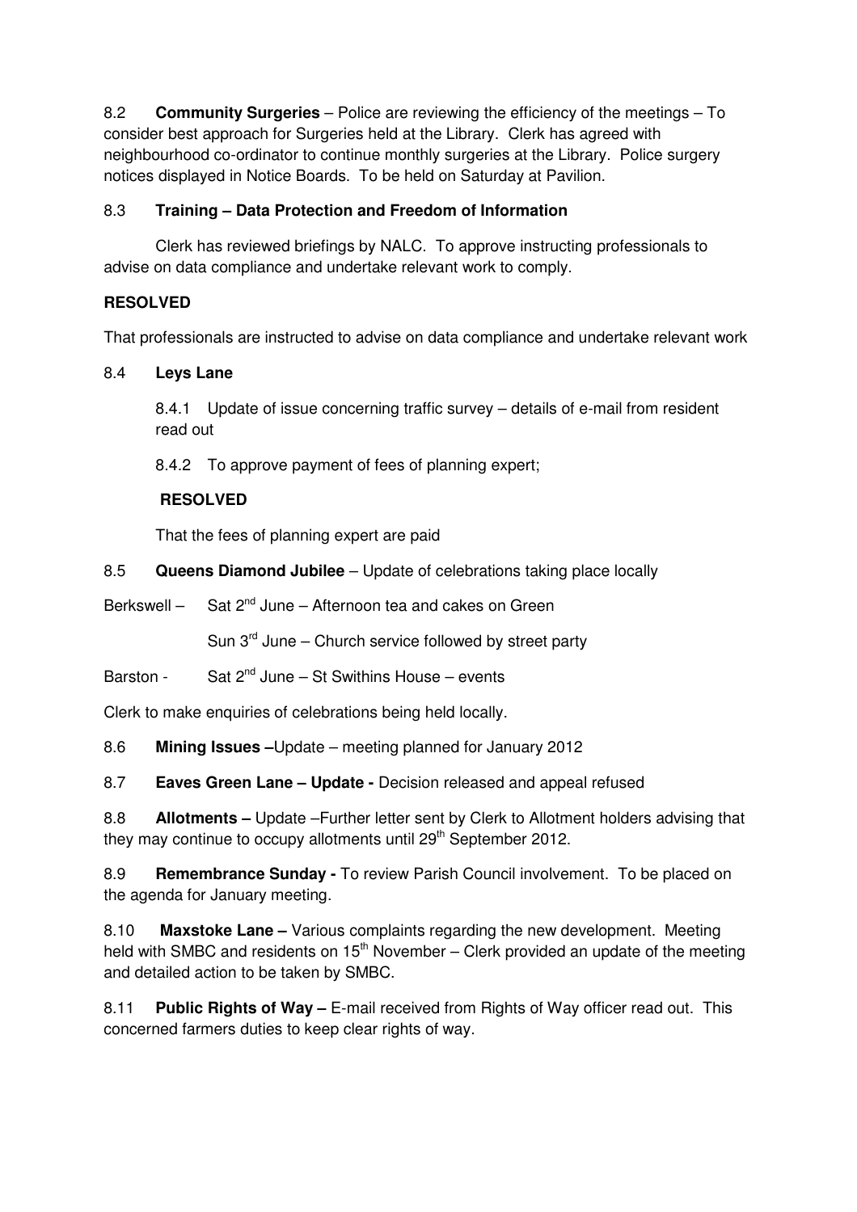8.2 **Community Surgeries** – Police are reviewing the efficiency of the meetings – To consider best approach for Surgeries held at the Library. Clerk has agreed with neighbourhood co-ordinator to continue monthly surgeries at the Library. Police surgery notices displayed in Notice Boards. To be held on Saturday at Pavilion.

8.3 **Training – Data Protection and Freedom of Information**

Clerk has reviewed briefings by NALC. To approve instructing professionals to advise on data compliance and undertake relevant work to comply.

**RESOLVED**

That professionals are instructed to advise on data compliance and undertake relevant work

8.4 **Leys Lane**

8.4.1 Update of issue concerning traffic survey – details of e-mail from resident read out

8.4.2 To approve payment of fees of planning expert;

**RESOLVED**

That the fees of planning expert are paid

8.5 **Queens Diamond Jubilee** – Update of celebrations taking place locally

Berkswell – Sat 2nd June – Afternoon tea and cakes on Green

Sun 3rd June – Church service followed by street party

Barston - Sat 2nd June – St Swithins House – events

Clerk to make enquiries of celebrations being held locally.

8.6 **Mining Issues –**Update – meeting planned for January 2012

8.7 **Eaves Green Lane – Update -** Decision released and appeal refused

8.8 **Allotments –** Update –Further letter sent by Clerk to Allotment holders advising that they may continue to occupy allotments until 29th September 2012.

8.9 **Remembrance Sunday -** To review Parish Council involvement. To be placed on the agenda for January meeting.

8.10 **Maxstoke Lane –** Various complaints regarding the new development. Meeting held with SMBC and residents on 15th November – Clerk provided an update of the meeting and detailed action to be taken by SMBC.

8.11 **Public Rights of Way –** E-mail received from Rights of Way officer read out. This concerned farmers duties to keep clear rights of way.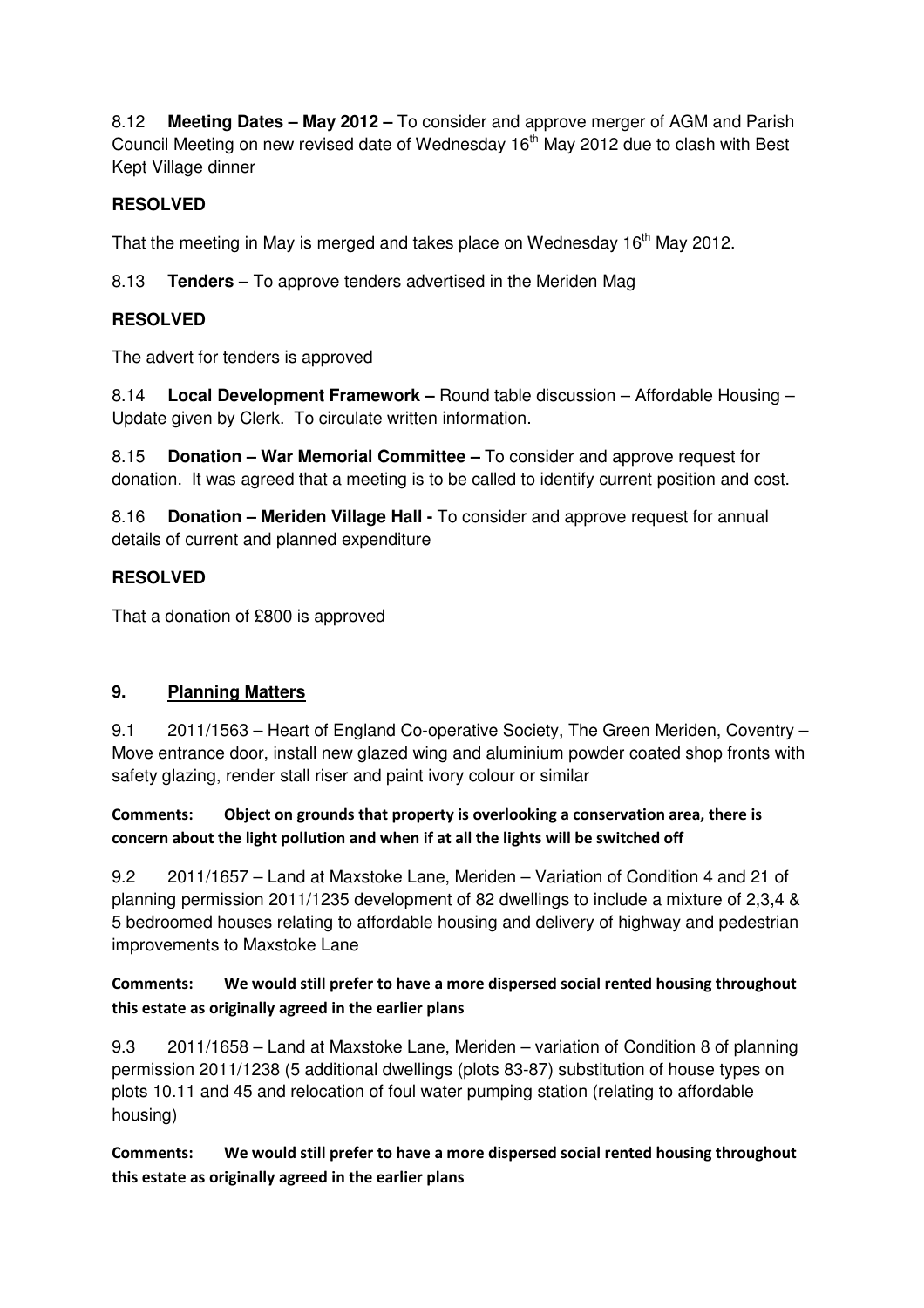8.12 **Meeting Dates – May 2012 –** To consider and approve merger of AGM and Parish Council Meeting on new revised date of Wednesday 16th May 2012 due to clash with Best Kept Village dinner

**RESOLVED**

That the meeting in May is merged and takes place on Wednesday 16th May 2012.

8.13 **Tenders –** To approve tenders advertised in the Meriden Mag

**RESOLVED**

The advert for tenders is approved

8.14 **Local Development Framework –** Round table discussion – Affordable Housing – Update given by Clerk. To circulate written information.

8.15 **Donation – War Memorial Committee –** To consider and approve request for donation. It was agreed that a meeting is to be called to identify current position and cost.

8.16 **Donation – Meriden Village Hall -** To consider and approve request for annual details of current and planned expenditure

**RESOLVED**

That a donation of £800 is approved

## 9. Planning Matters

9.1 2011/1563 – Heart of England Co-operative Society, The Green Meriden, Coventry – Move entrance door, install new glazed wing and aluminium powder coated shop fronts with safety glazing, render stall riser and paint ivory colour or similar

**Comments: Object on grounds that property is overlooking a conservation area, there is concern about the light pollution and when if at all the lights will be switched off**

9.2 2011/1657 – Land at Maxstoke Lane, Meriden – Variation of Condition 4 and 21 of planning permission 2011/1235 development of 82 dwellings to include a mixture of 2,3,4 & 5 bedroomed houses relating to affordable housing and delivery of highway and pedestrian improvements to Maxstoke Lane

**Comments: We would still prefer to have a more dispersed social rented housing throughout this estate as originally agreed in the earlier plans**

9.3 2011/1658 – Land at Maxstoke Lane, Meriden – variation of Condition 8 of planning permission 2011/1238 (5 additional dwellings (plots 83-87) substitution of house types on plots 10.11 and 45 and relocation of foul water pumping station (relating to affordable housing)

**Comments: We would still prefer to have a more dispersed social rented housing throughout this estate as originally agreed in the earlier plans**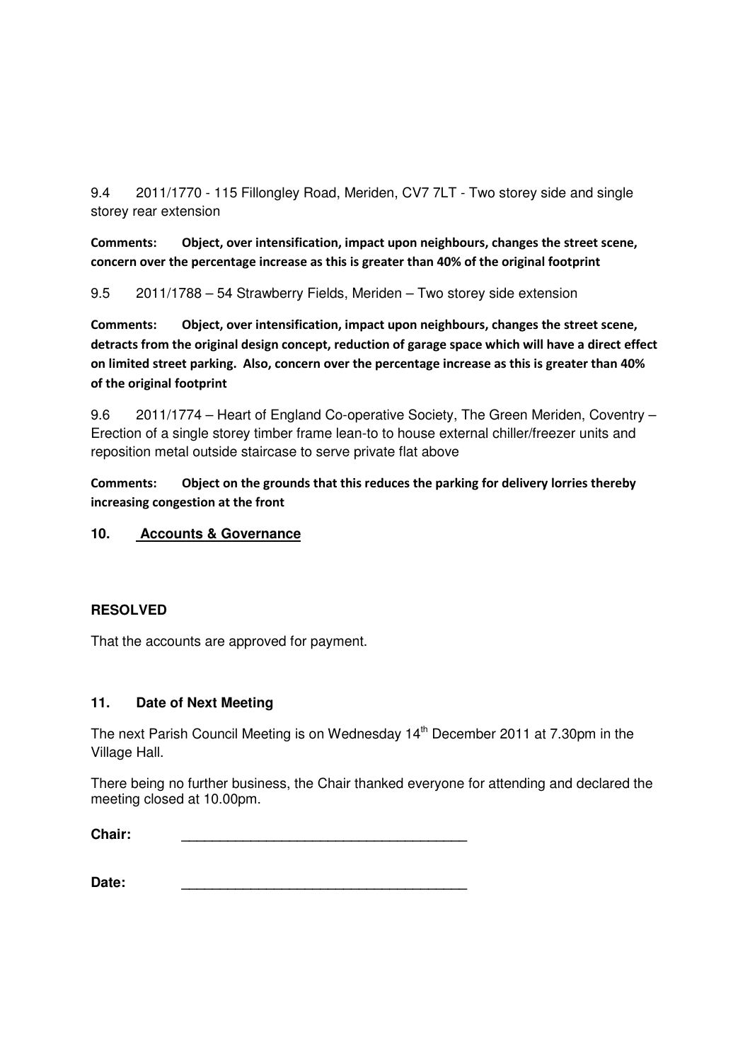9.4 2011/1770 - 115 Fillongley Road, Meriden, CV7 7LT - Two storey side and single storey rear extension

**Comments: Object, over intensification, impact upon neighbours, changes the street scene, concern over the percentage increase as this is greater than 40% of the original footprint**

9.5 2011/1788 – 54 Strawberry Fields, Meriden – Two storey side extension

**Comments: Object, over intensification, impact upon neighbours, changes the street scene, detracts from the original design concept, reduction of garage space which will have a direct effect on limited street parking. Also, concern over the percentage increase as this is greater than 40% of the original footprint**

9.6 2011/1774 – Heart of England Co-operative Society, The Green Meriden, Coventry – Erection of a single storey timber frame lean-to to house external chiller/freezer units and reposition metal outside staircase to serve private flat above

**Comments: Object on the grounds that this reduces the parking for delivery lorries thereby increasing congestion at the front**

## 10. Accounts & Governance

**RESOLVED**

That the accounts are approved for payment.

## 11. Date of Next Meeting

The next Parish Council Meeting is on Wednesday 14th December 2011 at 7.30pm in the Village Hall.

There being no further business, the Chair thanked everyone for attending and declared the meeting closed at 10.00pm.

**Chair:** ____________________________________

**Date:** ____________________________________